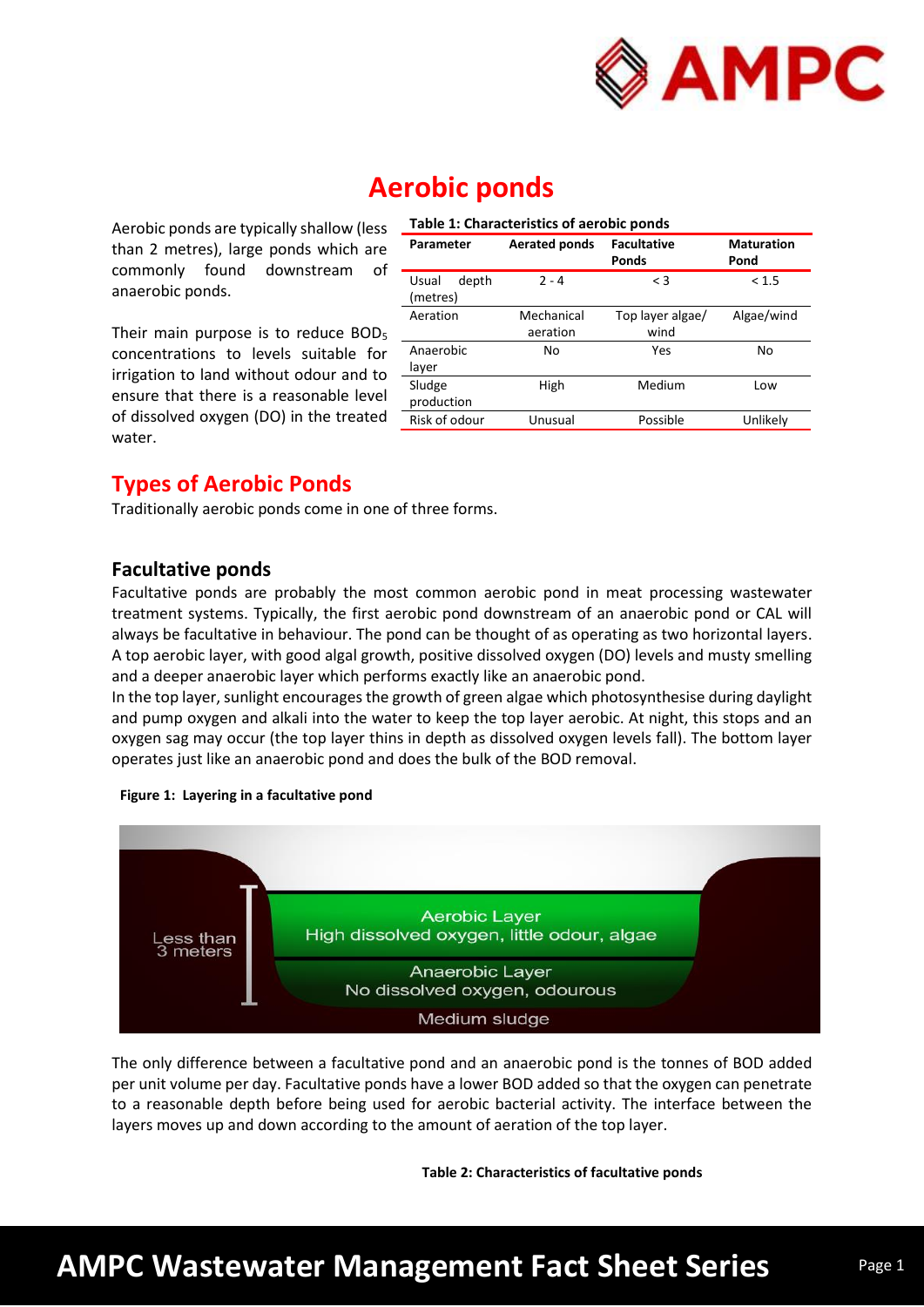# Aerobic ponds

Aerobic ponds are typically shallow (less than 2 metres), large ponds which are commonly found downstream of anaerobic ponds.

Their main purpose is to reduce $BOD_5$ concentrations to levels suitable for irrigation to land without odour and to ensure that there is a reasonable level of dissolved oxygen (DO) in the treated water.

**Table 1: Characteristics of aerobic ponds**

| Parameter | Aerated ponds | Facultative Ponds | Maturation Pond |
|---|---|---|---|
| Usual depth (metres) | 2 - 4 | < 3 | < 1.5 |
| Aeration | Mechanical aeration | Top layer algae/ wind | Algae/wind |
| Anaerobic layer | No | Yes | No |
| Sludge production | High | Medium | Low |
| Risk of odour | Unusual | Possible | Unlikely |

## Types of Aerobic Ponds

Traditionally aerobic ponds come in one of three forms.

### Facultative ponds

Facultative ponds are probably the most common aerobic pond in meat processing wastewater treatment systems. Typically, the first aerobic pond downstream of an anaerobic pond or CAL will always be facultative in behaviour. The pond can be thought of as operating as two horizontal layers. A top aerobic layer, with good algal growth, positive dissolved oxygen (DO) levels and musty smelling and a deeper anaerobic layer which performs exactly like an anaerobic pond.

In the top layer, sunlight encourages the growth of green algae which photosynthesise during daylight and pump oxygen and alkali into the water to keep the top layer aerobic. At night, this stops and an oxygen sag may occur (the top layer thins in depth as dissolved oxygen levels fall). The bottom layer operates just like an anaerobic pond and does the bulk of the BOD removal.

**Figure 1: Layering in a facultative pond**

Less than 3 meters

Aerobic Layer
High dissolved oxygen, little odour, algae

Anaerobic Layer
No dissolved oxygen, odourous

Medium sludge

The only difference between a facultative pond and an anaerobic pond is the tonnes of BOD added per unit volume per day. Facultative ponds have a lower BOD added so that the oxygen can penetrate to a reasonable depth before being used for aerobic bacterial activity. The interface between the layers moves up and down according to the amount of aeration of the top layer.

**Table 2: Characteristics of facultative ponds**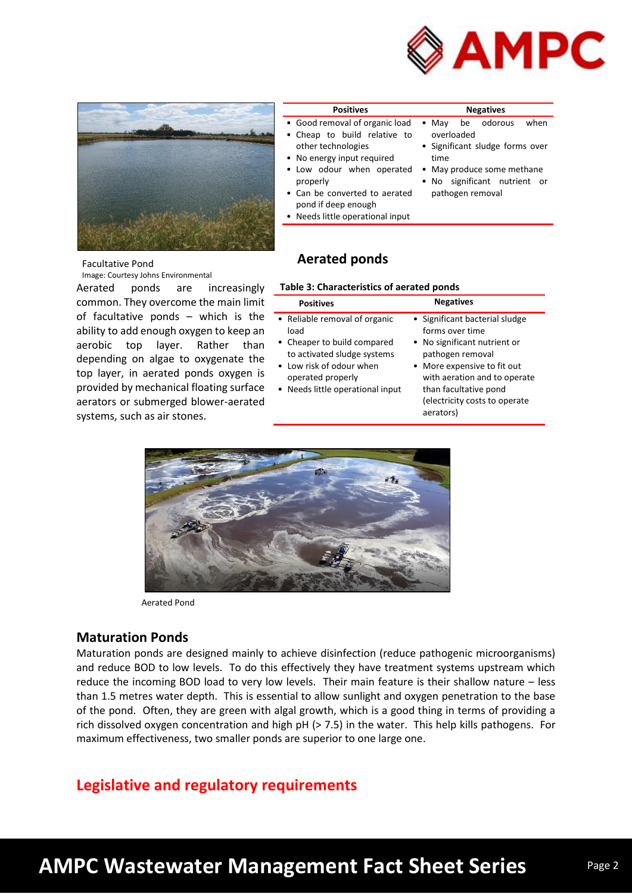| Positives | Negatives |
|---|---|
| • Good removal of organic load<br>• Cheap to build relative to other technologies<br>• No energy input required<br>• Low odour when operated properly<br>• Can be converted to aerated pond if deep enough<br>• Needs little operational input | • May be odorous when overloaded<br>• Significant sludge forms over time<br>• May produce some methane<br>• No significant nutrient or pathogen removal |

Facultative Pond
Image: Courtesy Johns Environmental

## Aerated ponds

Aerated ponds are increasingly common. They overcome the main limit of facultative ponds – which is the ability to add enough oxygen to keep an aerobic top layer. Rather than depending on algae to oxygenate the top layer, in aerated ponds oxygen is provided by mechanical floating surface aerators or submerged blower-aerated systems, such as air stones.

**Table 3: Characteristics of aerated ponds**

| Positives | Negatives |
|---|---|
| • Reliable removal of organic load<br>• Cheaper to build compared to activated sludge systems<br>• Low risk of odour when operated properly<br>• Needs little operational input | • Significant bacterial sludge forms over time<br>• No significant nutrient or pathogen removal<br>• More expensive to fit out with aeration and to operate than facultative pond (electricity costs to operate aerators) |

Aerated Pond

## Maturation Ponds

Maturation ponds are designed mainly to achieve disinfection (reduce pathogenic microorganisms) and reduce BOD to low levels. To do this effectively they have treatment systems upstream which reduce the incoming BOD load to very low levels. Their main feature is their shallow nature – less than 1.5 metres water depth. This is essential to allow sunlight and oxygen penetration to the base of the pond. Often, they are green with algal growth, which is a good thing in terms of providing a rich dissolved oxygen concentration and high pH (> 7.5) in the water. This help kills pathogens. For maximum effectiveness, two smaller ponds are superior to one large one.

# Legislative and regulatory requirements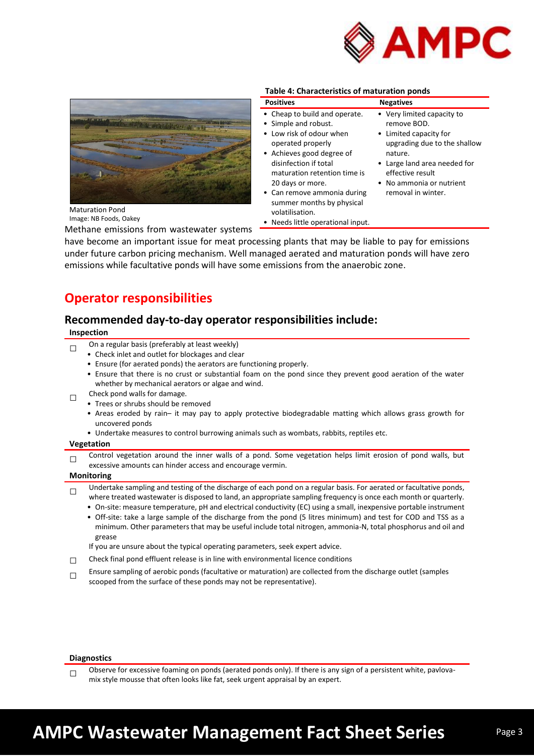Maturation Pond
Image: NB Foods, Oakey

**Table 4: Characteristics of maturation ponds**

| Positives | Negatives |
|---|---|
| • Cheap to build and operate.<br>• Simple and robust.<br>• Low risk of odour when operated properly<br>• Achieves good degree of disinfection if total maturation retention time is 20 days or more.<br>• Can remove ammonia during summer months by physical volatilisation.<br>• Needs little operational input. | • Very limited capacity to remove BOD.<br>• Limited capacity for upgrading due to the shallow nature.<br>• Large land area needed for effective result<br>• No ammonia or nutrient removal in winter. |

Methane emissions from wastewater systems have become an important issue for meat processing plants that may be liable to pay for emissions under future carbon pricing mechanism. Well managed aerated and maturation ponds will have zero emissions while facultative ponds will have some emissions from the anaerobic zone.

# Operator responsibilities

## Recommended day-to-day operator responsibilities include:

### Inspection

☐ On a regular basis (preferably at least weekly)
- Check inlet and outlet for blockages and clear
- Ensure (for aerated ponds) the aerators are functioning properly.
- Ensure that there is no crust or substantial foam on the pond since they prevent good aeration of the water whether by mechanical aerators or algae and wind.

☐ Check pond walls for damage.
- Trees or shrubs should be removed
- Areas eroded by rain– it may pay to apply protective biodegradable matting which allows grass growth for uncovered ponds
- Undertake measures to control burrowing animals such as wombats, rabbits, reptiles etc.

### Vegetation

☐ Control vegetation around the inner walls of a pond. Some vegetation helps limit erosion of pond walls, but excessive amounts can hinder access and encourage vermin.

### Monitoring

☐ Undertake sampling and testing of the discharge of each pond on a regular basis. For aerated or facultative ponds, where treated wastewater is disposed to land, an appropriate sampling frequency is once each month or quarterly.
- On-site: measure temperature, pH and electrical conductivity (EC) using a small, inexpensive portable instrument
- Off-site: take a large sample of the discharge from the pond (5 litres minimum) and test for COD and TSS as a minimum. Other parameters that may be useful include total nitrogen, ammonia-N, total phosphorus and oil and grease

If you are unsure about the typical operating parameters, seek expert advice.

☐ Check final pond effluent release is in line with environmental licence conditions

☐ Ensure sampling of aerobic ponds (facultative or maturation) are collected from the discharge outlet (samples scooped from the surface of these ponds may not be representative).

### Diagnostics

☐ Observe for excessive foaming on ponds (aerated ponds only). If there is any sign of a persistent white, pavlova-mix style mousse that often looks like fat, seek urgent appraisal by an expert.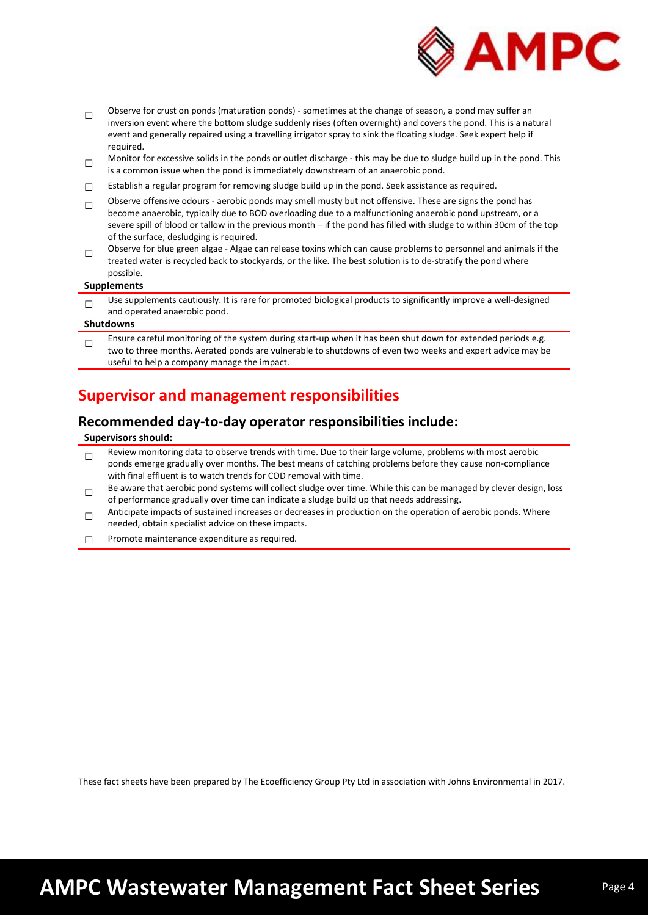- ☐ Observe for crust on ponds (maturation ponds) - sometimes at the change of season, a pond may suffer an inversion event where the bottom sludge suddenly rises (often overnight) and covers the pond. This is a natural event and generally repaired using a travelling irrigator spray to sink the floating sludge. Seek expert help if required.
- ☐ Monitor for excessive solids in the ponds or outlet discharge - this may be due to sludge build up in the pond. This is a common issue when the pond is immediately downstream of an anaerobic pond.
- ☐ Establish a regular program for removing sludge build up in the pond. Seek assistance as required.
- ☐ Observe offensive odours - aerobic ponds may smell musty but not offensive. These are signs the pond has become anaerobic, typically due to BOD overloading due to a malfunctioning anaerobic pond upstream, or a severe spill of blood or tallow in the previous month – if the pond has filled with sludge to within 30cm of the top of the surface, desludging is required.
- ☐ Observe for blue green algae - Algae can release toxins which can cause problems to personnel and animals if the treated water is recycled back to stockyards, or the like. The best solution is to de-stratify the pond where possible.

**Supplements**

- ☐ Use supplements cautiously. It is rare for promoted biological products to significantly improve a well-designed and operated anaerobic pond.

**Shutdowns**

- ☐ Ensure careful monitoring of the system during start-up when it has been shut down for extended periods e.g. two to three months. Aerated ponds are vulnerable to shutdowns of even two weeks and expert advice may be useful to help a company manage the impact.

## Supervisor and management responsibilities

### Recommended day-to-day operator responsibilities include:

**Supervisors should:**

- ☐ Review monitoring data to observe trends with time. Due to their large volume, problems with most aerobic ponds emerge gradually over months. The best means of catching problems before they cause non-compliance with final effluent is to watch trends for COD removal with time.
- ☐ Be aware that aerobic pond systems will collect sludge over time. While this can be managed by clever design, loss of performance gradually over time can indicate a sludge build up that needs addressing.
- ☐ Anticipate impacts of sustained increases or decreases in production on the operation of aerobic ponds. Where needed, obtain specialist advice on these impacts.
- ☐ Promote maintenance expenditure as required.

These fact sheets have been prepared by The Ecoefficiency Group Pty Ltd in association with Johns Environmental in 2017.